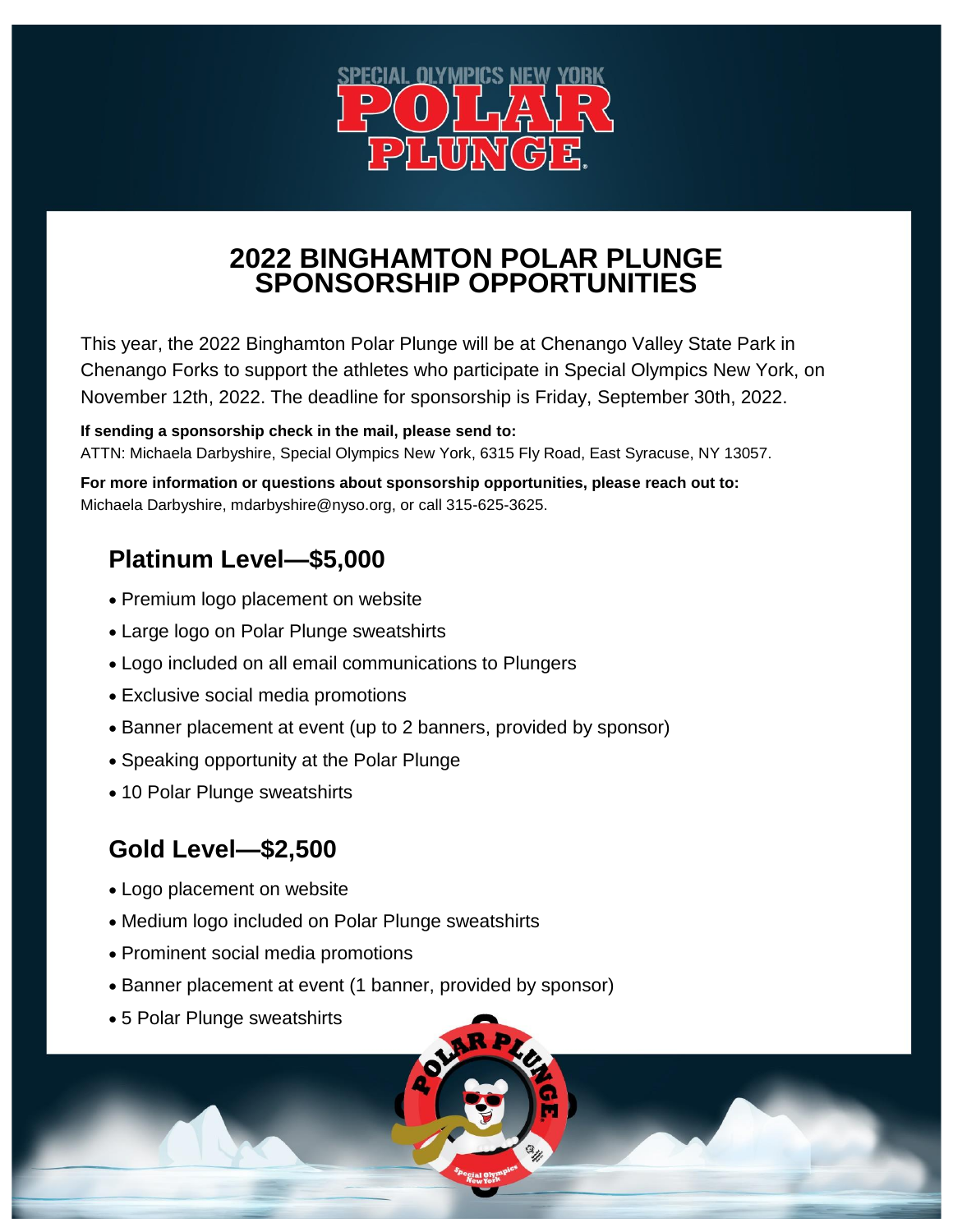# 2022 BINGHAMTON POLAR PLUNGE SPONSORSHIP OPPORTUNITIES

This year, the 2022 Binghamton Polar Plunge will be at Chenango Valley State Park in Chenango Forks to support the athletes who participate in Special Olympics New York, on November 12th, 2022. The deadline for sponsorship is Friday, September 30th, 2022.

**If sending a sponsorship check in the mail, please send to:**
ATTN: Michaela Darbyshire, Special Olympics New York, 6315 Fly Road, East Syracuse, NY 13057.

**For more information or questions about sponsorship opportunities, please reach out to:**
Michaela Darbyshire, mdarbyshire@nyso.org, or call 315-625-3625.

## Platinum Level—$5,000

- Premium logo placement on website
- Large logo on Polar Plunge sweatshirts
- Logo included on all email communications to Plungers
- Exclusive social media promotions
- Banner placement at event (up to 2 banners, provided by sponsor)
- Speaking opportunity at the Polar Plunge
- 10 Polar Plunge sweatshirts

## Gold Level—$2,500

- Logo placement on website
- Medium logo included on Polar Plunge sweatshirts
- Prominent social media promotions
- Banner placement at event (1 banner, provided by sponsor)
- 5 Polar Plunge sweatshirts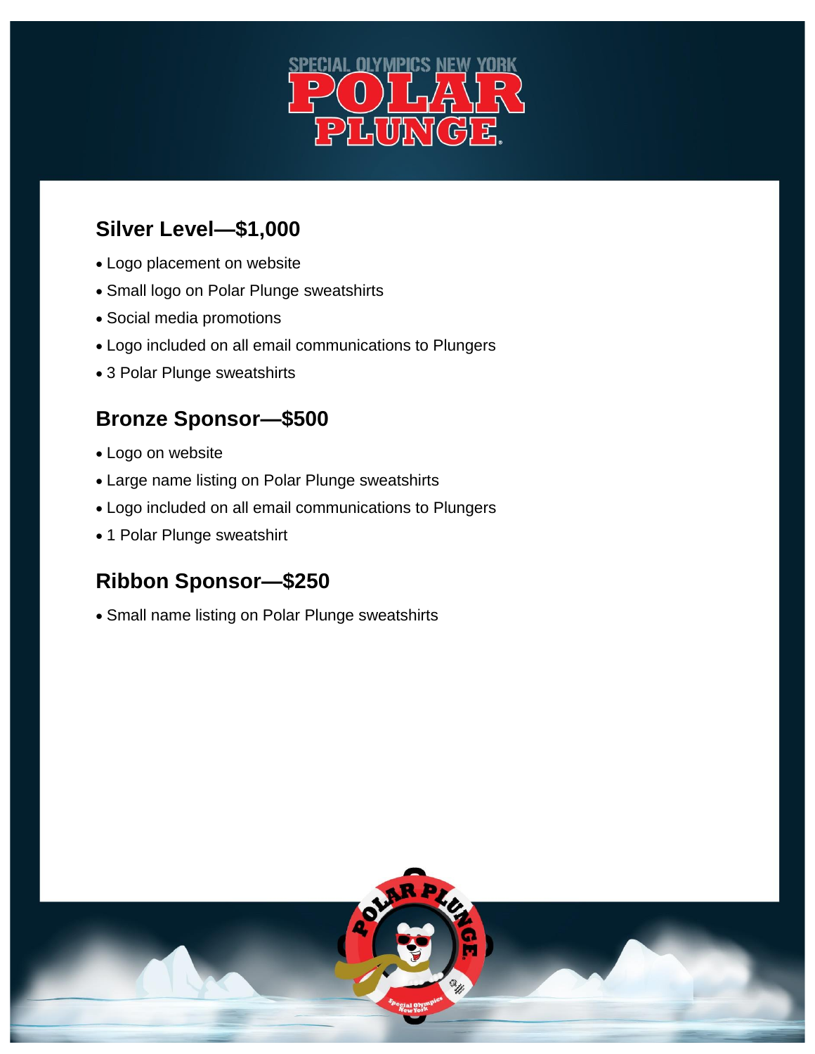## Silver Level—$1,000

- Logo placement on website
- Small logo on Polar Plunge sweatshirts
- Social media promotions
- Logo included on all email communications to Plungers
- 3 Polar Plunge sweatshirts

## Bronze Sponsor—$500

- Logo on website
- Large name listing on Polar Plunge sweatshirts
- Logo included on all email communications to Plungers
- 1 Polar Plunge sweatshirt

## Ribbon Sponsor—$250

- Small name listing on Polar Plunge sweatshirts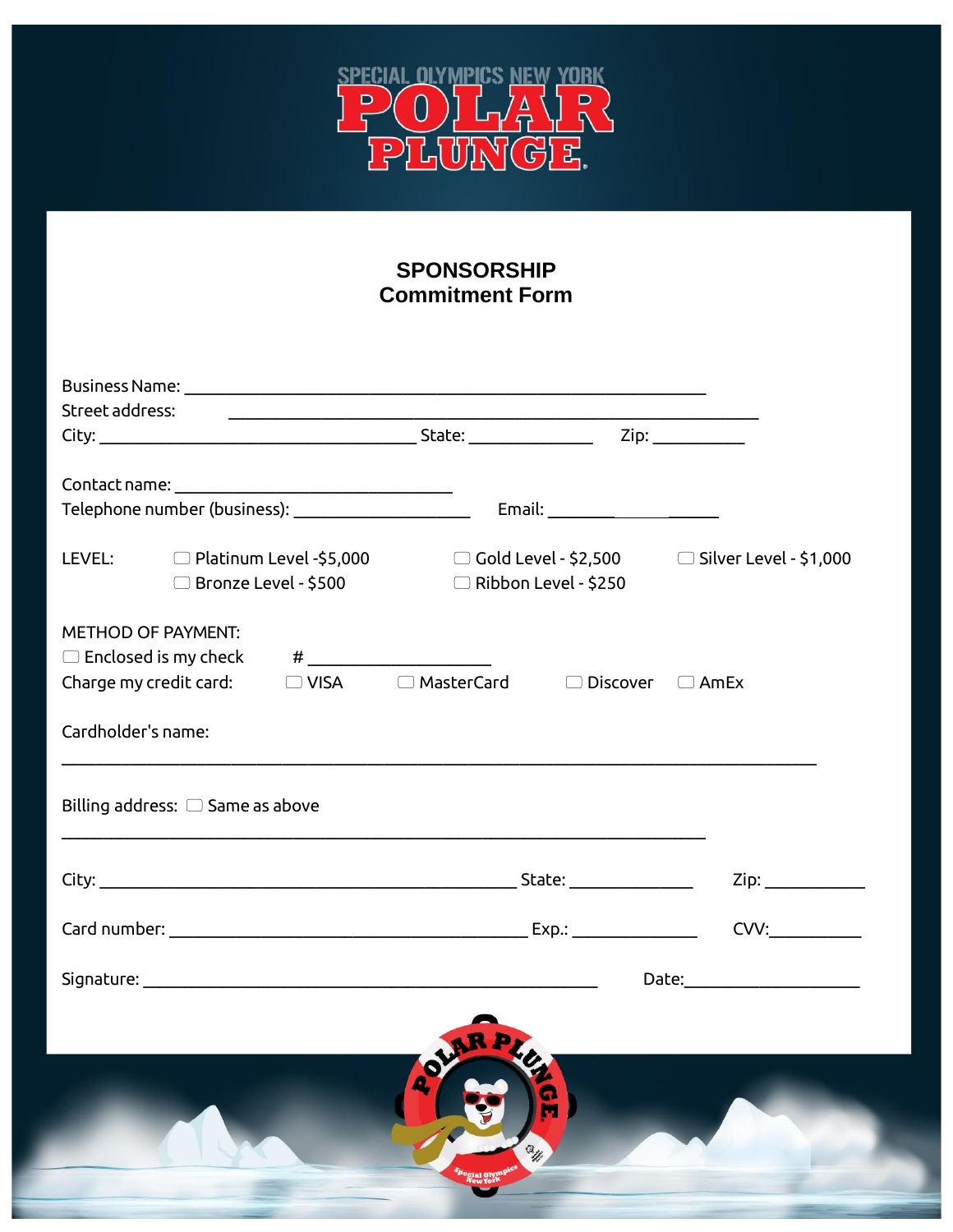SPECIAL OLYMPICS NEW YORK

# POLAR PLUNGE

## SPONSORSHIP Commitment Form

Business Name: ___________________________________________________________

Street address: ___________________________________________________________

City: ____________________________________ State: ______________ Zip: __________

Contact name: _______________________________

Telephone number (business): ___________________ Email: ________________

LEVEL:
- ☐ Platinum Level -$5,000
- ☐ Gold Level - $2,500
- ☐ Silver Level - $1,000
- ☐ Bronze Level - $500
- ☐ Ribbon Level - $250

METHOD OF PAYMENT:

☐ Enclosed is my check # ____________________

Charge my credit card: ☐ VISA ☐ MasterCard ☐ Discover ☐ AmEx

Cardholder's name:

_____________________________________________________________________________________

Billing address: ☐ Same as above

_________________________________________________________________________

City: _______________________________________________ State: ______________ Zip: ___________

Card number: ________________________________________ Exp.: ______________ CVV:__________

Signature: ___________________________________________________ Date:___________________